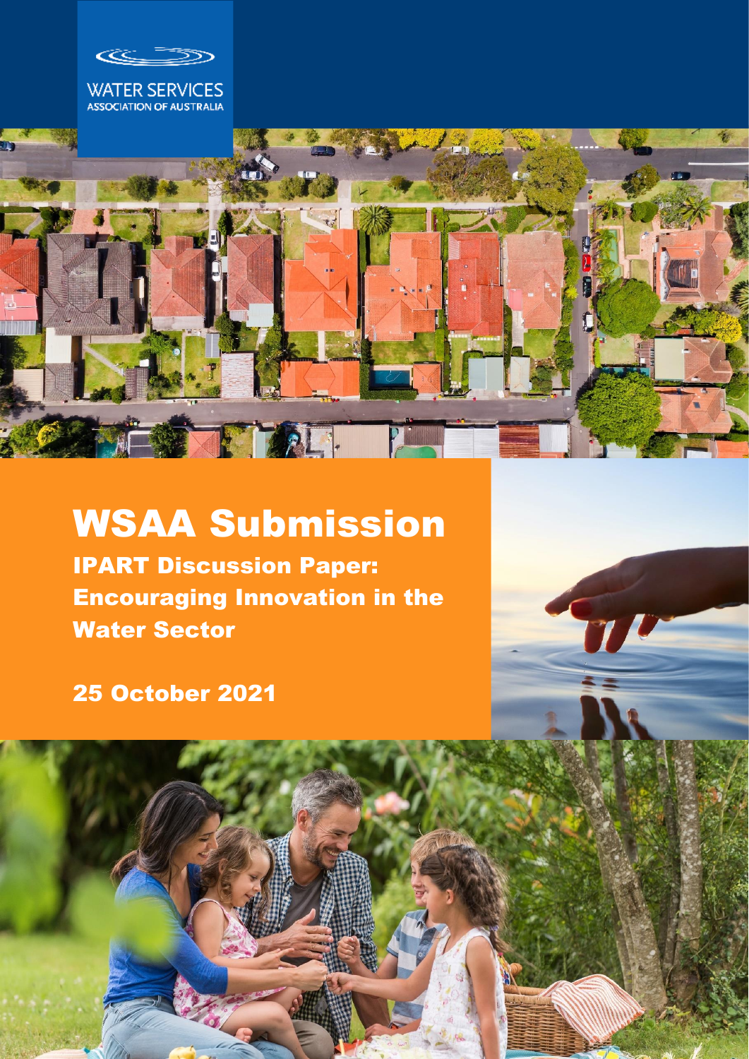WATER SERVICES ASSOCIATION OF AUSTRALIA

# WSAA Submission

## IPART Discussion Paper: Encouraging Innovation in the Water Sector

**25 October 2021**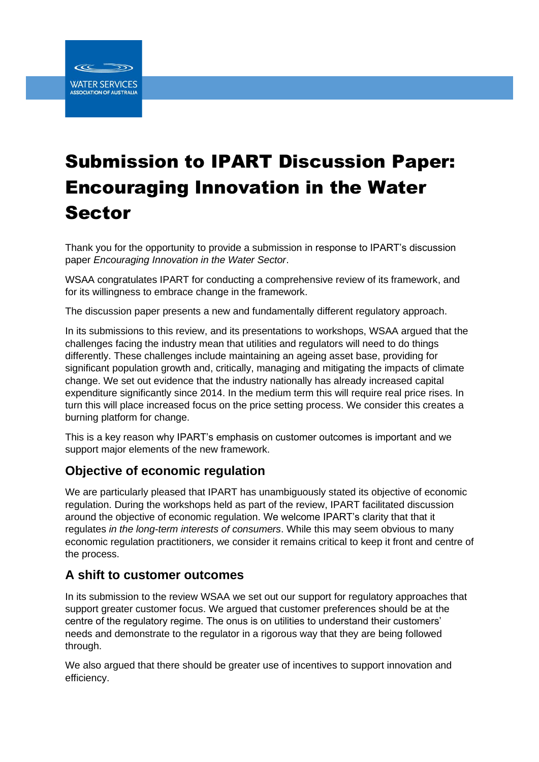# Submission to IPART Discussion Paper: Encouraging Innovation in the Water Sector

Thank you for the opportunity to provide a submission in response to IPART's discussion paper *Encouraging Innovation in the Water Sector*.

WSAA congratulates IPART for conducting a comprehensive review of its framework, and for its willingness to embrace change in the framework.

The discussion paper presents a new and fundamentally different regulatory approach.

In its submissions to this review, and its presentations to workshops, WSAA argued that the challenges facing the industry mean that utilities and regulators will need to do things differently. These challenges include maintaining an ageing asset base, providing for significant population growth and, critically, managing and mitigating the impacts of climate change. We set out evidence that the industry nationally has already increased capital expenditure significantly since 2014. In the medium term this will require real price rises. In turn this will place increased focus on the price setting process. We consider this creates a burning platform for change.

This is a key reason why IPART's emphasis on customer outcomes is important and we support major elements of the new framework.

## Objective of economic regulation

We are particularly pleased that IPART has unambiguously stated its objective of economic regulation. During the workshops held as part of the review, IPART facilitated discussion around the objective of economic regulation. We welcome IPART's clarity that that it regulates *in the long-term interests of consumers*. While this may seem obvious to many economic regulation practitioners, we consider it remains critical to keep it front and centre of the process.

## A shift to customer outcomes

In its submission to the review WSAA we set out our support for regulatory approaches that support greater customer focus. We argued that customer preferences should be at the centre of the regulatory regime. The onus is on utilities to understand their customers' needs and demonstrate to the regulator in a rigorous way that they are being followed through.

We also argued that there should be greater use of incentives to support innovation and efficiency.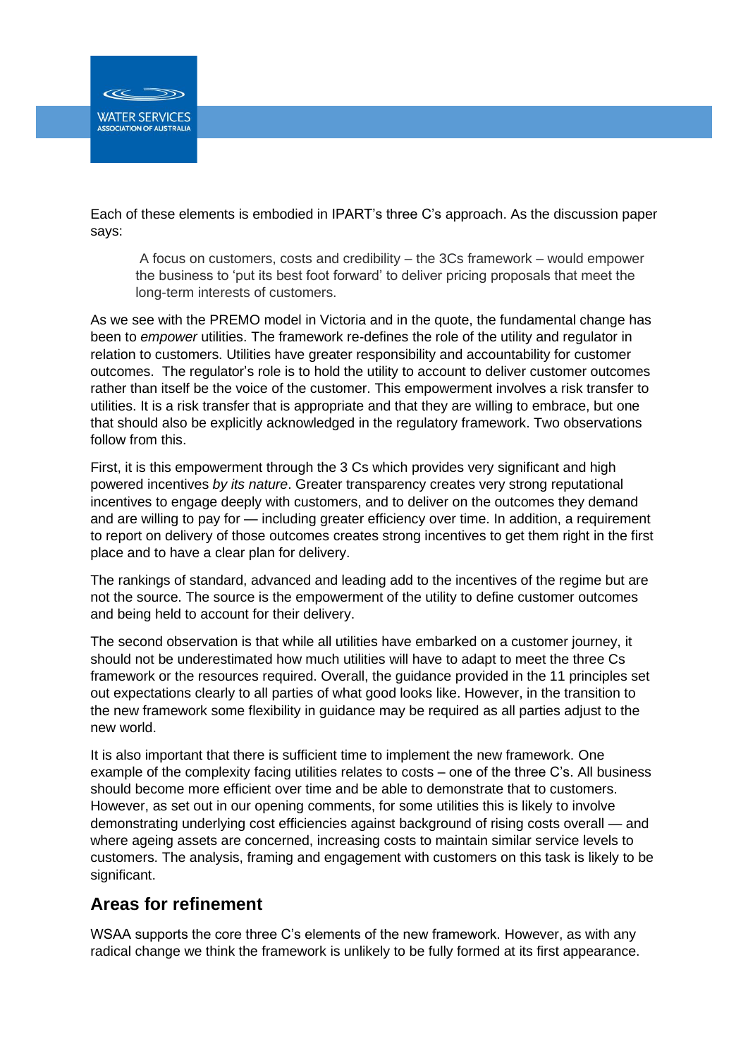Each of these elements is embodied in IPART's three C's approach. As the discussion paper says:

> A focus on customers, costs and credibility – the 3Cs framework – would empower the business to 'put its best foot forward' to deliver pricing proposals that meet the long-term interests of customers.

As we see with the PREMO model in Victoria and in the quote, the fundamental change has been to *empower* utilities. The framework re-defines the role of the utility and regulator in relation to customers. Utilities have greater responsibility and accountability for customer outcomes. The regulator's role is to hold the utility to account to deliver customer outcomes rather than itself be the voice of the customer. This empowerment involves a risk transfer to utilities. It is a risk transfer that is appropriate and that they are willing to embrace, but one that should also be explicitly acknowledged in the regulatory framework. Two observations follow from this.

First, it is this empowerment through the 3 Cs which provides very significant and high powered incentives *by its nature*. Greater transparency creates very strong reputational incentives to engage deeply with customers, and to deliver on the outcomes they demand and are willing to pay for — including greater efficiency over time. In addition, a requirement to report on delivery of those outcomes creates strong incentives to get them right in the first place and to have a clear plan for delivery.

The rankings of standard, advanced and leading add to the incentives of the regime but are not the source. The source is the empowerment of the utility to define customer outcomes and being held to account for their delivery.

The second observation is that while all utilities have embarked on a customer journey, it should not be underestimated how much utilities will have to adapt to meet the three Cs framework or the resources required. Overall, the guidance provided in the 11 principles set out expectations clearly to all parties of what good looks like. However, in the transition to the new framework some flexibility in guidance may be required as all parties adjust to the new world.

It is also important that there is sufficient time to implement the new framework. One example of the complexity facing utilities relates to costs – one of the three C's. All business should become more efficient over time and be able to demonstrate that to customers. However, as set out in our opening comments, for some utilities this is likely to involve demonstrating underlying cost efficiencies against background of rising costs overall — and where ageing assets are concerned, increasing costs to maintain similar service levels to customers. The analysis, framing and engagement with customers on this task is likely to be significant.

## Areas for refinement

WSAA supports the core three C's elements of the new framework. However, as with any radical change we think the framework is unlikely to be fully formed at its first appearance.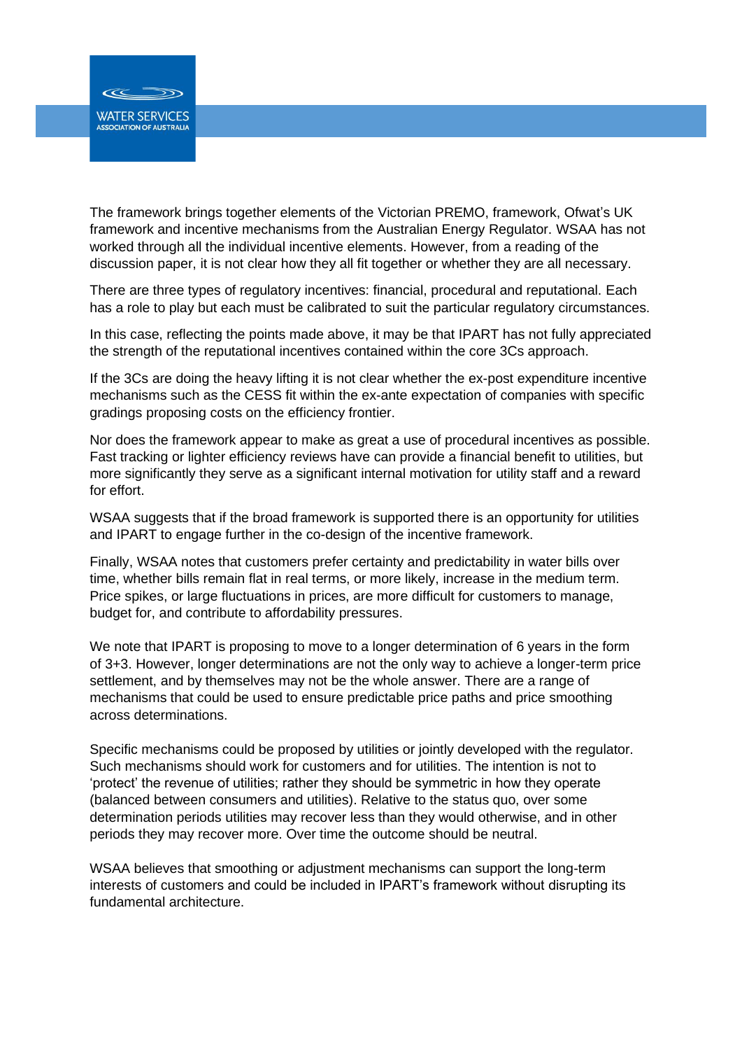The framework brings together elements of the Victorian PREMO, framework, Ofwat's UK framework and incentive mechanisms from the Australian Energy Regulator. WSAA has not worked through all the individual incentive elements. However, from a reading of the discussion paper, it is not clear how they all fit together or whether they are all necessary.

There are three types of regulatory incentives: financial, procedural and reputational. Each has a role to play but each must be calibrated to suit the particular regulatory circumstances.

In this case, reflecting the points made above, it may be that IPART has not fully appreciated the strength of the reputational incentives contained within the core 3Cs approach.

If the 3Cs are doing the heavy lifting it is not clear whether the ex-post expenditure incentive mechanisms such as the CESS fit within the ex-ante expectation of companies with specific gradings proposing costs on the efficiency frontier.

Nor does the framework appear to make as great a use of procedural incentives as possible. Fast tracking or lighter efficiency reviews have can provide a financial benefit to utilities, but more significantly they serve as a significant internal motivation for utility staff and a reward for effort.

WSAA suggests that if the broad framework is supported there is an opportunity for utilities and IPART to engage further in the co-design of the incentive framework.

Finally, WSAA notes that customers prefer certainty and predictability in water bills over time, whether bills remain flat in real terms, or more likely, increase in the medium term. Price spikes, or large fluctuations in prices, are more difficult for customers to manage, budget for, and contribute to affordability pressures.

We note that IPART is proposing to move to a longer determination of 6 years in the form of 3+3. However, longer determinations are not the only way to achieve a longer-term price settlement, and by themselves may not be the whole answer. There are a range of mechanisms that could be used to ensure predictable price paths and price smoothing across determinations.

Specific mechanisms could be proposed by utilities or jointly developed with the regulator. Such mechanisms should work for customers and for utilities. The intention is not to 'protect' the revenue of utilities; rather they should be symmetric in how they operate (balanced between consumers and utilities). Relative to the status quo, over some determination periods utilities may recover less than they would otherwise, and in other periods they may recover more. Over time the outcome should be neutral.

WSAA believes that smoothing or adjustment mechanisms can support the long-term interests of customers and could be included in IPART's framework without disrupting its fundamental architecture.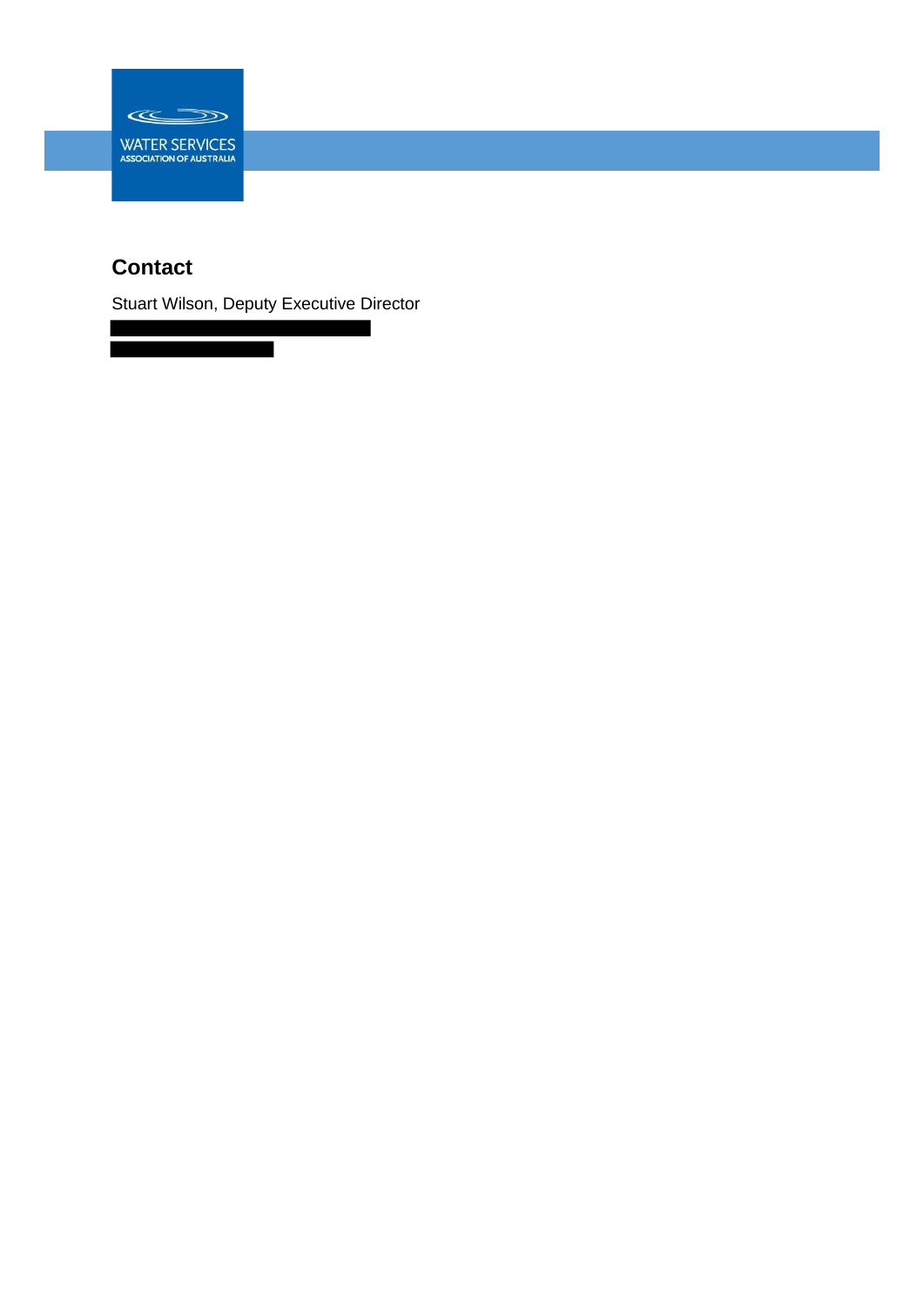## Contact

Stuart Wilson, Deputy Executive Director